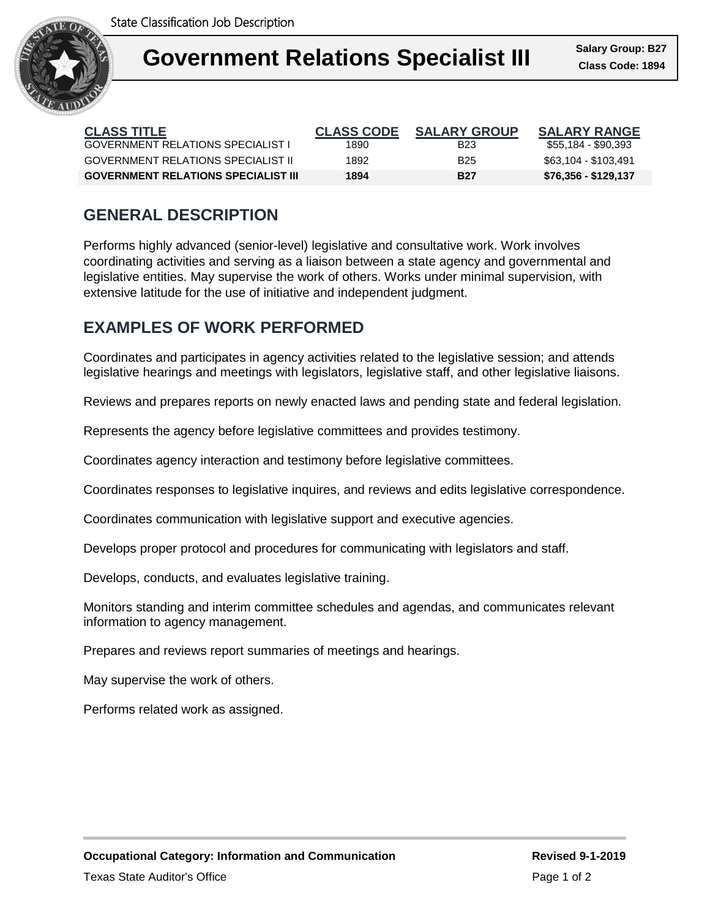State Classification Job Description

# Government Relations Specialist III

**Salary Group: B27**
**Class Code: 1894**

| CLASS TITLE | CLASS CODE | SALARY GROUP | SALARY RANGE |
|---|---|---|---|
| GOVERNMENT RELATIONS SPECIALIST I | 1890 | B23 | $55,184 - $90,393 |
| GOVERNMENT RELATIONS SPECIALIST II | 1892 | B25 | $63,104 - $103,491 |
| **GOVERNMENT RELATIONS SPECIALIST III** | **1894** | **B27** | **$76,356 - $129,137** |

## GENERAL DESCRIPTION

Performs highly advanced (senior-level) legislative and consultative work. Work involves coordinating activities and serving as a liaison between a state agency and governmental and legislative entities. May supervise the work of others. Works under minimal supervision, with extensive latitude for the use of initiative and independent judgment.

## EXAMPLES OF WORK PERFORMED

Coordinates and participates in agency activities related to the legislative session; and attends legislative hearings and meetings with legislators, legislative staff, and other legislative liaisons.

Reviews and prepares reports on newly enacted laws and pending state and federal legislation.

Represents the agency before legislative committees and provides testimony.

Coordinates agency interaction and testimony before legislative committees.

Coordinates responses to legislative inquires, and reviews and edits legislative correspondence.

Coordinates communication with legislative support and executive agencies.

Develops proper protocol and procedures for communicating with legislators and staff.

Develops, conducts, and evaluates legislative training.

Monitors standing and interim committee schedules and agendas, and communicates relevant information to agency management.

Prepares and reviews report summaries of meetings and hearings.

May supervise the work of others.

Performs related work as assigned.

**Occupational Category: Information and Communication** **Revised 9-1-2019**

Texas State Auditor's Office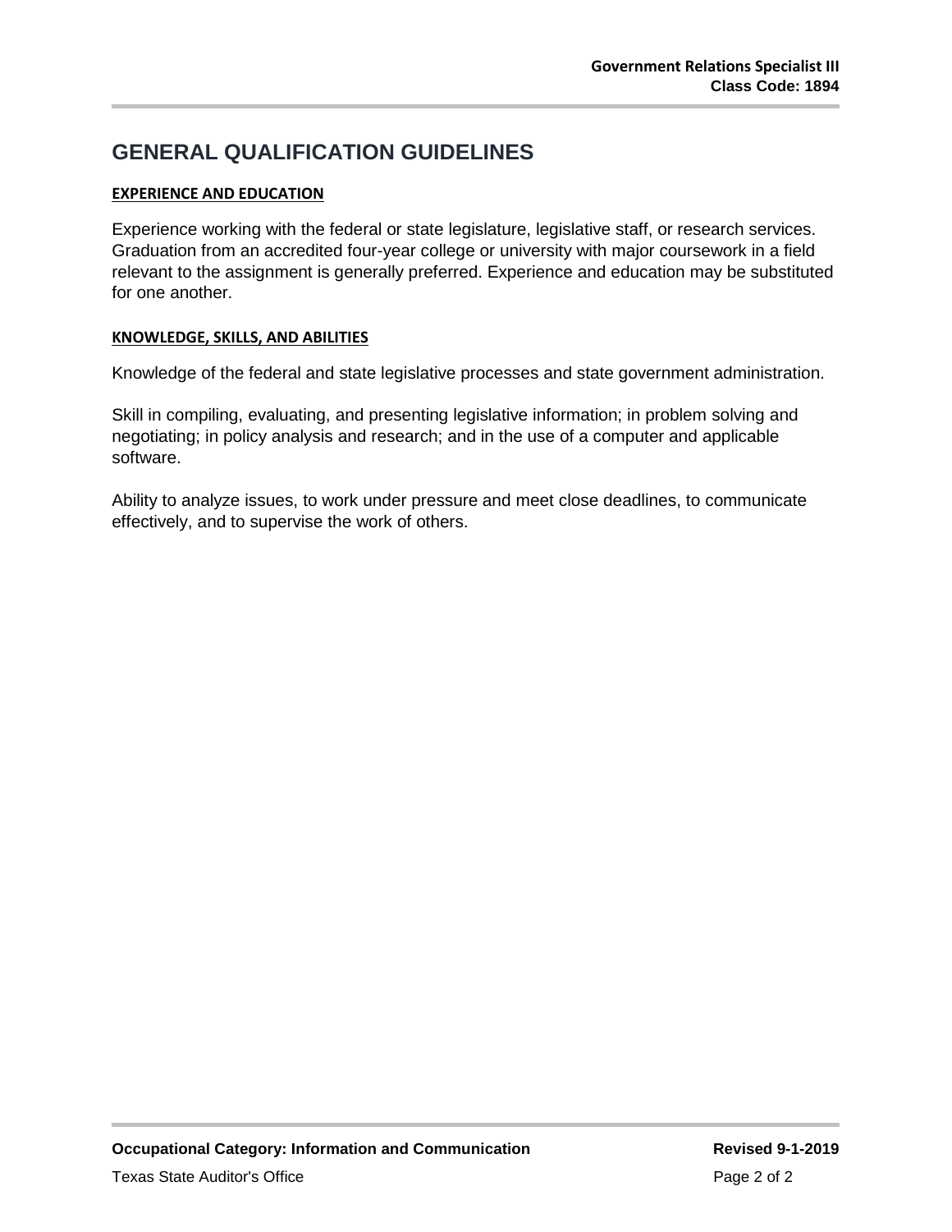# GENERAL QUALIFICATION GUIDELINES

## EXPERIENCE AND EDUCATION

Experience working with the federal or state legislature, legislative staff, or research services. Graduation from an accredited four-year college or university with major coursework in a field relevant to the assignment is generally preferred. Experience and education may be substituted for one another.

## KNOWLEDGE, SKILLS, AND ABILITIES

Knowledge of the federal and state legislative processes and state government administration.

Skill in compiling, evaluating, and presenting legislative information; in problem solving and negotiating; in policy analysis and research; and in the use of a computer and applicable software.

Ability to analyze issues, to work under pressure and meet close deadlines, to communicate effectively, and to supervise the work of others.